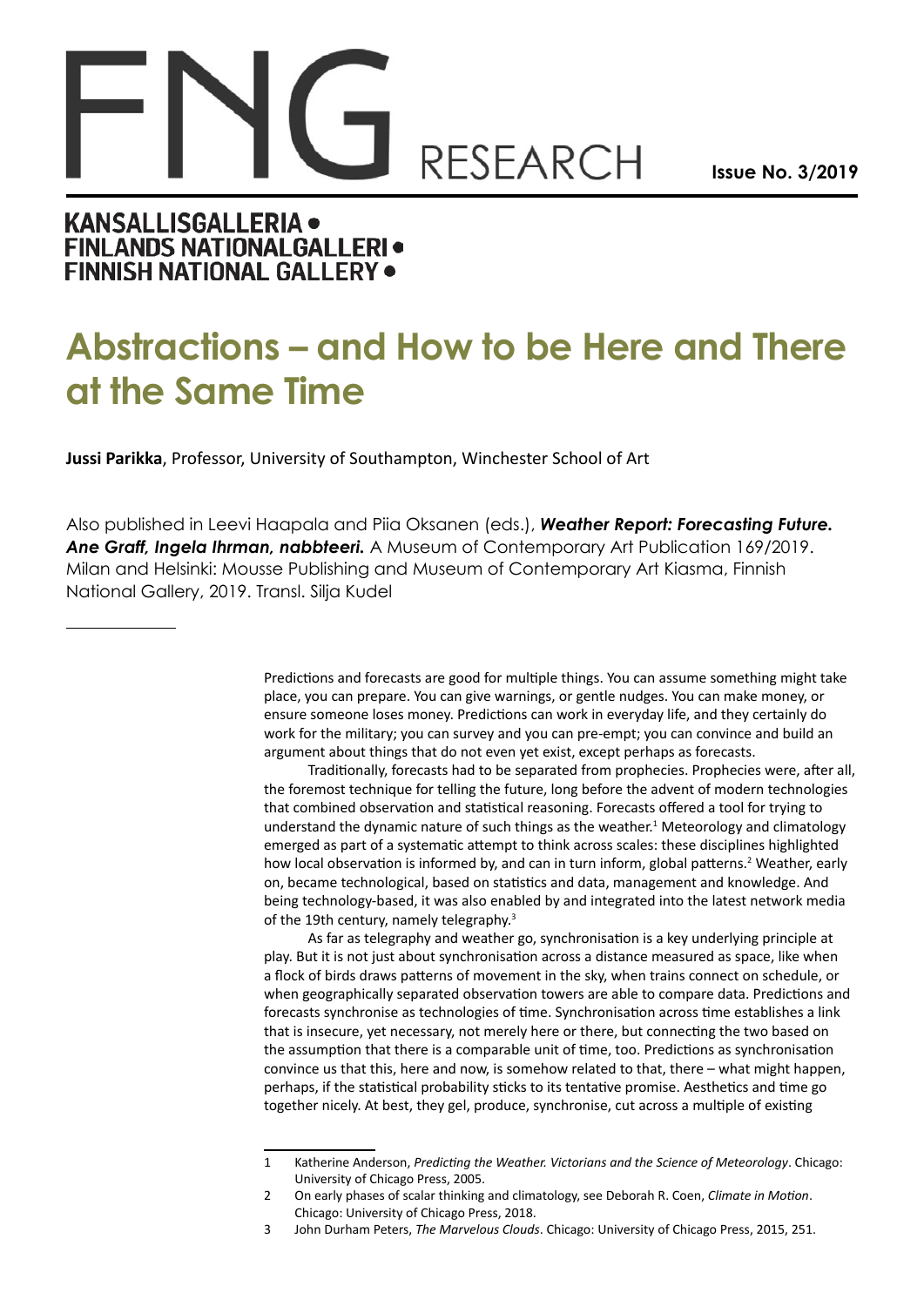# Abstractions – and How to be Here and There at the Same Time

**Jussi Parikka**, Professor, University of Southampton, Winchester School of Art

Also published in Leevi Haapala and Piia Oksanen (eds.), ***Weather Report: Forecasting Future. Ane Graff, Ingela Ihrman, nabbteeri.*** A Museum of Contemporary Art Publication 169/2019. Milan and Helsinki: Mousse Publishing and Museum of Contemporary Art Kiasma, Finnish National Gallery, 2019. Transl. Silja Kudel

---

Predictions and forecasts are good for multiple things. You can assume something might take place, you can prepare. You can give warnings, or gentle nudges. You can make money, or ensure someone loses money. Predictions can work in everyday life, and they certainly do work for the military; you can survey and you can pre-empt; you can convince and build an argument about things that do not even yet exist, except perhaps as forecasts.

Traditionally, forecasts had to be separated from prophecies. Prophecies were, after all, the foremost technique for telling the future, long before the advent of modern technologies that combined observation and statistical reasoning. Forecasts offered a tool for trying to understand the dynamic nature of such things as the weather.[1] Meteorology and climatology emerged as part of a systematic attempt to think across scales: these disciplines highlighted how local observation is informed by, and can in turn inform, global patterns.[2] Weather, early on, became technological, based on statistics and data, management and knowledge. And being technology-based, it was also enabled by and integrated into the latest network media of the 19th century, namely telegraphy.[3]

As far as telegraphy and weather go, synchronisation is a key underlying principle at play. But it is not just about synchronisation across a distance measured as space, like when a flock of birds draws patterns of movement in the sky, when trains connect on schedule, or when geographically separated observation towers are able to compare data. Predictions and forecasts synchronise as technologies of time. Synchronisation across time establishes a link that is insecure, yet necessary, not merely here or there, but connecting the two based on the assumption that there is a comparable unit of time, too. Predictions as synchronisation convince us that this, here and now, is somehow related to that, there – what might happen, perhaps, if the statistical probability sticks to its tentative promise. Aesthetics and time go together nicely. At best, they gel, produce, synchronise, cut across a multiple of existing

---

1 Katherine Anderson, *Predicting the Weather. Victorians and the Science of Meteorology*. Chicago: University of Chicago Press, 2005.

2 On early phases of scalar thinking and climatology, see Deborah R. Coen, *Climate in Motion*. Chicago: University of Chicago Press, 2018.

3 John Durham Peters, *The Marvelous Clouds*. Chicago: University of Chicago Press, 2015, 251.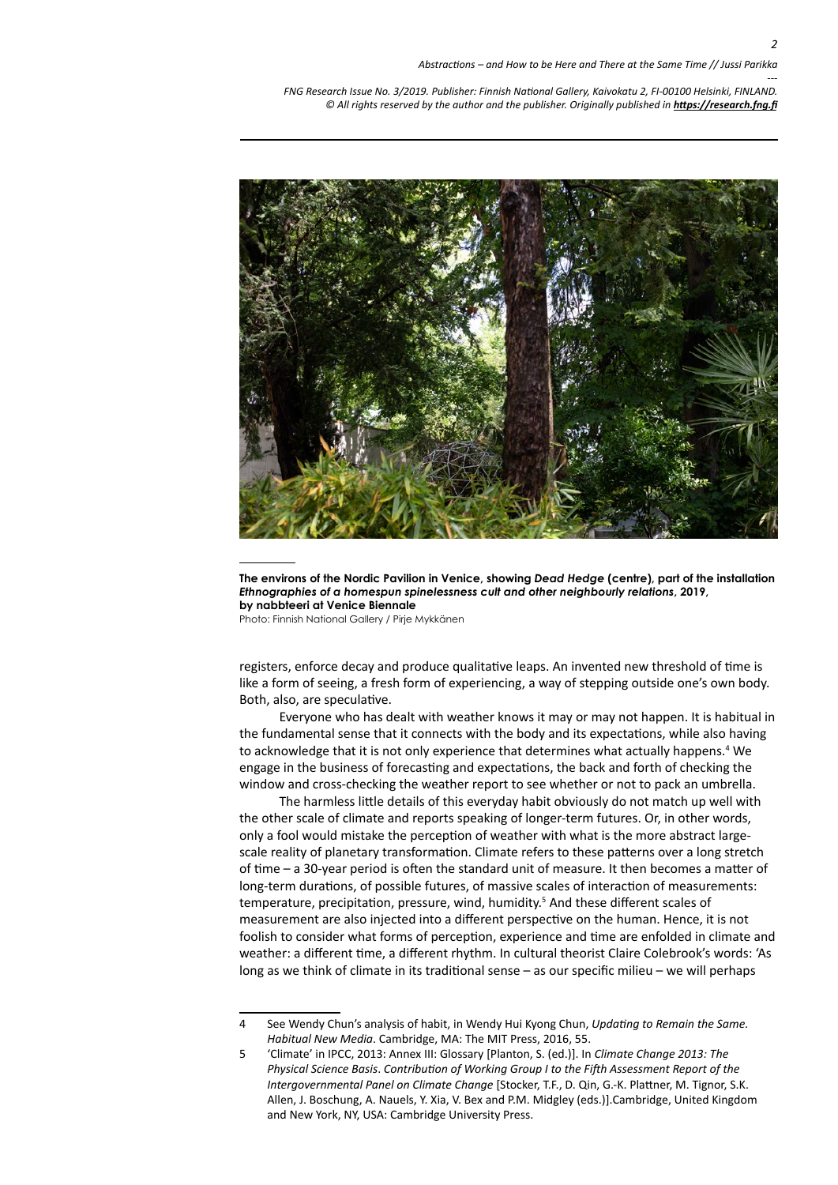**The environs of the Nordic Pavilion in Venice, showing *Dead Hedge* (centre), part of the installation *Ethnographies of a homespun spinelessness cult and other neighbourly relations*, 2019, by nabbteeri at Venice Biennale**
Photo: Finnish National Gallery / Pirje Mykkänen

registers, enforce decay and produce qualitative leaps. An invented new threshold of time is like a form of seeing, a fresh form of experiencing, a way of stepping outside one's own body. Both, also, are speculative.

Everyone who has dealt with weather knows it may or may not happen. It is habitual in the fundamental sense that it connects with the body and its expectations, while also having to acknowledge that it is not only experience that determines what actually happens.[4] We engage in the business of forecasting and expectations, the back and forth of checking the window and cross-checking the weather report to see whether or not to pack an umbrella.

The harmless little details of this everyday habit obviously do not match up well with the other scale of climate and reports speaking of longer-term futures. Or, in other words, only a fool would mistake the perception of weather with what is the more abstract large-scale reality of planetary transformation. Climate refers to these patterns over a long stretch of time – a 30-year period is often the standard unit of measure. It then becomes a matter of long-term durations, of possible futures, of massive scales of interaction of measurements: temperature, precipitation, pressure, wind, humidity.[5] And these different scales of measurement are also injected into a different perspective on the human. Hence, it is not foolish to consider what forms of perception, experience and time are enfolded in climate and weather: a different time, a different rhythm. In cultural theorist Claire Colebrook's words: 'As long as we think of climate in its traditional sense – as our specific milieu – we will perhaps

---

4 See Wendy Chun's analysis of habit, in Wendy Hui Kyong Chun, *Updating to Remain the Same. Habitual New Media*. Cambridge, MA: The MIT Press, 2016, 55.

5 'Climate' in IPCC, 2013: Annex III: Glossary [Planton, S. (ed.)]. In *Climate Change 2013: The Physical Science Basis*. *Contribution of Working Group I to the Fifth Assessment Report of the Intergovernmental Panel on Climate Change* [Stocker, T.F., D. Qin, G.-K. Plattner, M. Tignor, S.K. Allen, J. Boschung, A. Nauels, Y. Xia, V. Bex and P.M. Midgley (eds.)].Cambridge, United Kingdom and New York, NY, USA: Cambridge University Press.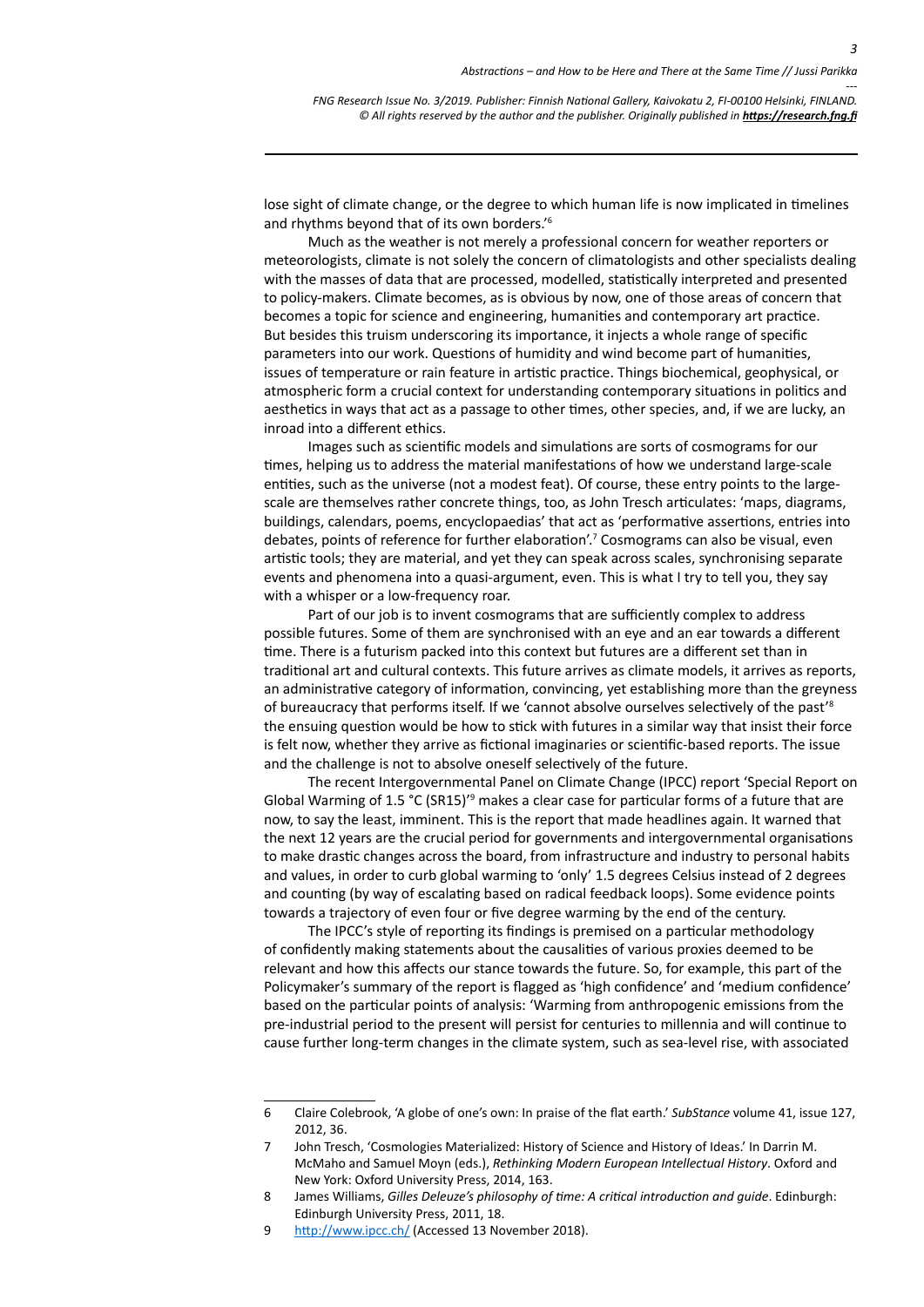lose sight of climate change, or the degree to which human life is now implicated in timelines and rhythms beyond that of its own borders.'[6]

Much as the weather is not merely a professional concern for weather reporters or meteorologists, climate is not solely the concern of climatologists and other specialists dealing with the masses of data that are processed, modelled, statistically interpreted and presented to policy-makers. Climate becomes, as is obvious by now, one of those areas of concern that becomes a topic for science and engineering, humanities and contemporary art practice. But besides this truism underscoring its importance, it injects a whole range of specific parameters into our work. Questions of humidity and wind become part of humanities, issues of temperature or rain feature in artistic practice. Things biochemical, geophysical, or atmospheric form a crucial context for understanding contemporary situations in politics and aesthetics in ways that act as a passage to other times, other species, and, if we are lucky, an inroad into a different ethics.

Images such as scientific models and simulations are sorts of cosmograms for our times, helping us to address the material manifestations of how we understand large-scale entities, such as the universe (not a modest feat). Of course, these entry points to the large-scale are themselves rather concrete things, too, as John Tresch articulates: 'maps, diagrams, buildings, calendars, poems, encyclopaedias' that act as 'performative assertions, entries into debates, points of reference for further elaboration'.[7] Cosmograms can also be visual, even artistic tools; they are material, and yet they can speak across scales, synchronising separate events and phenomena into a quasi-argument, even. This is what I try to tell you, they say with a whisper or a low-frequency roar.

Part of our job is to invent cosmograms that are sufficiently complex to address possible futures. Some of them are synchronised with an eye and an ear towards a different time. There is a futurism packed into this context but futures are a different set than in traditional art and cultural contexts. This future arrives as climate models, it arrives as reports, an administrative category of information, convincing, yet establishing more than the greyness of bureaucracy that performs itself. If we 'cannot absolve ourselves selectively of the past'[8] the ensuing question would be how to stick with futures in a similar way that insist their force is felt now, whether they arrive as fictional imaginaries or scientific-based reports. The issue and the challenge is not to absolve oneself selectively of the future.

The recent Intergovernmental Panel on Climate Change (IPCC) report 'Special Report on Global Warming of 1.5 °C (SR15)'[9] makes a clear case for particular forms of a future that are now, to say the least, imminent. This is the report that made headlines again. It warned that the next 12 years are the crucial period for governments and intergovernmental organisations to make drastic changes across the board, from infrastructure and industry to personal habits and values, in order to curb global warming to 'only' 1.5 degrees Celsius instead of 2 degrees and counting (by way of escalating based on radical feedback loops). Some evidence points towards a trajectory of even four or five degree warming by the end of the century.

The IPCC's style of reporting its findings is premised on a particular methodology of confidently making statements about the causalities of various proxies deemed to be relevant and how this affects our stance towards the future. So, for example, this part of the Policymaker's summary of the report is flagged as 'high confidence' and 'medium confidence' based on the particular points of analysis: 'Warming from anthropogenic emissions from the pre-industrial period to the present will persist for centuries to millennia and will continue to cause further long-term changes in the climate system, such as sea-level rise, with associated

---

6 Claire Colebrook, 'A globe of one's own: In praise of the flat earth.' *SubStance* volume 41, issue 127, 2012, 36.

7 John Tresch, 'Cosmologies Materialized: History of Science and History of Ideas.' In Darrin M. McMaho and Samuel Moyn (eds.), *Rethinking Modern European Intellectual History*. Oxford and New York: Oxford University Press, 2014, 163.

8 James Williams, *Gilles Deleuze's philosophy of time: A critical introduction and guide*. Edinburgh: Edinburgh University Press, 2011, 18.

9 http://www.ipcc.ch/ (Accessed 13 November 2018).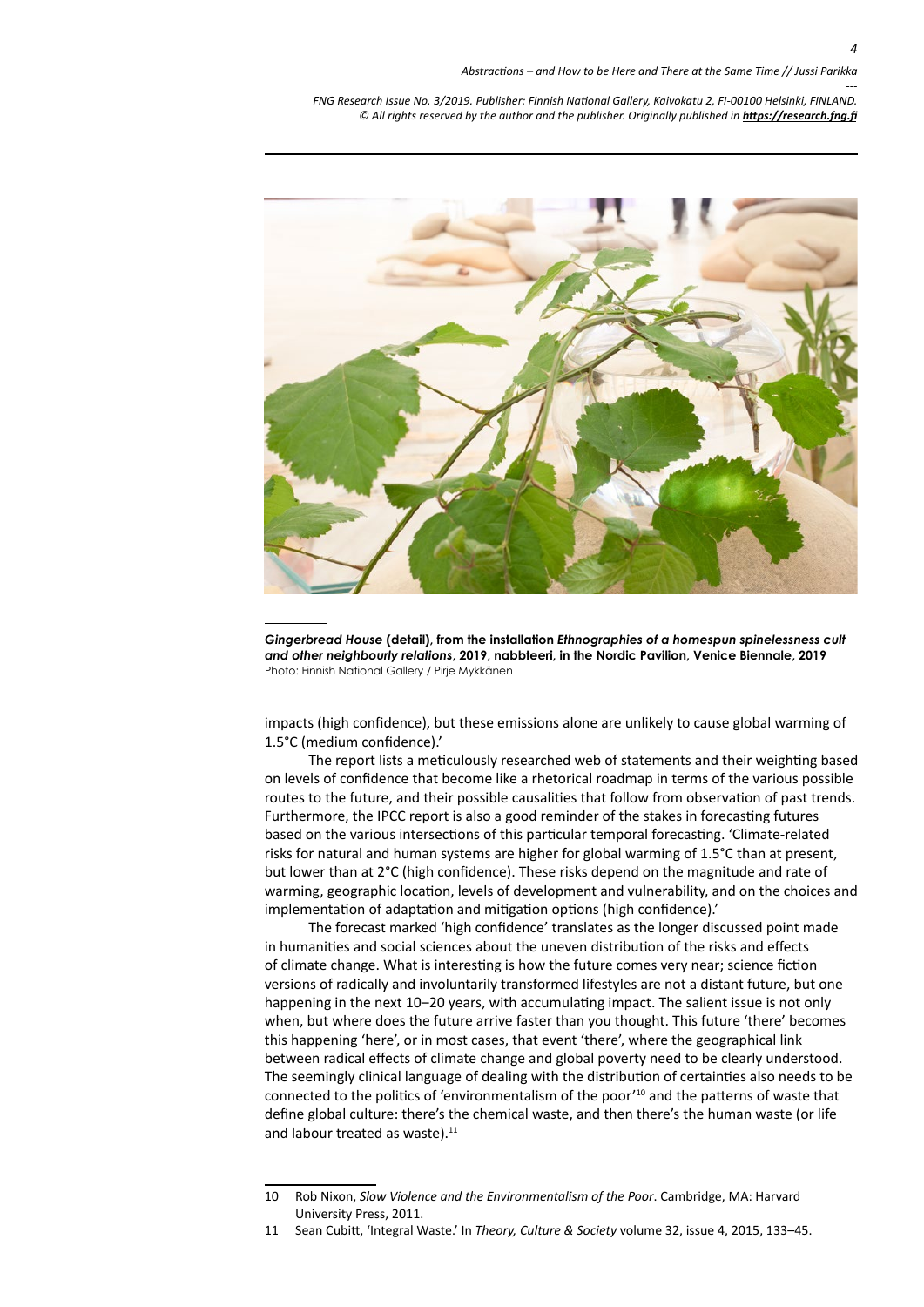***Gingerbread House* (detail), from the installation *Ethnographies of a homespun spinelessness cult and other neighbourly relations*, 2019, nabbteeri, in the Nordic Pavilion, Venice Biennale, 2019**
Photo: Finnish National Gallery / Pirje Mykkänen

impacts (high confidence), but these emissions alone are unlikely to cause global warming of 1.5°C (medium confidence).'

The report lists a meticulously researched web of statements and their weighting based on levels of confidence that become like a rhetorical roadmap in terms of the various possible routes to the future, and their possible causalities that follow from observation of past trends. Furthermore, the IPCC report is also a good reminder of the stakes in forecasting futures based on the various intersections of this particular temporal forecasting. 'Climate-related risks for natural and human systems are higher for global warming of 1.5°C than at present, but lower than at 2°C (high confidence). These risks depend on the magnitude and rate of warming, geographic location, levels of development and vulnerability, and on the choices and implementation of adaptation and mitigation options (high confidence).'

The forecast marked 'high confidence' translates as the longer discussed point made in humanities and social sciences about the uneven distribution of the risks and effects of climate change. What is interesting is how the future comes very near; science fiction versions of radically and involuntarily transformed lifestyles are not a distant future, but one happening in the next 10–20 years, with accumulating impact. The salient issue is not only when, but where does the future arrive faster than you thought. This future 'there' becomes this happening 'here', or in most cases, that event 'there', where the geographical link between radical effects of climate change and global poverty need to be clearly understood. The seemingly clinical language of dealing with the distribution of certainties also needs to be connected to the politics of 'environmentalism of the poor'[10] and the patterns of waste that define global culture: there's the chemical waste, and then there's the human waste (or life and labour treated as waste).[11]

10 Rob Nixon, *Slow Violence and the Environmentalism of the Poor*. Cambridge, MA: Harvard University Press, 2011.

11 Sean Cubitt, 'Integral Waste.' In *Theory, Culture & Society* volume 32, issue 4, 2015, 133–45.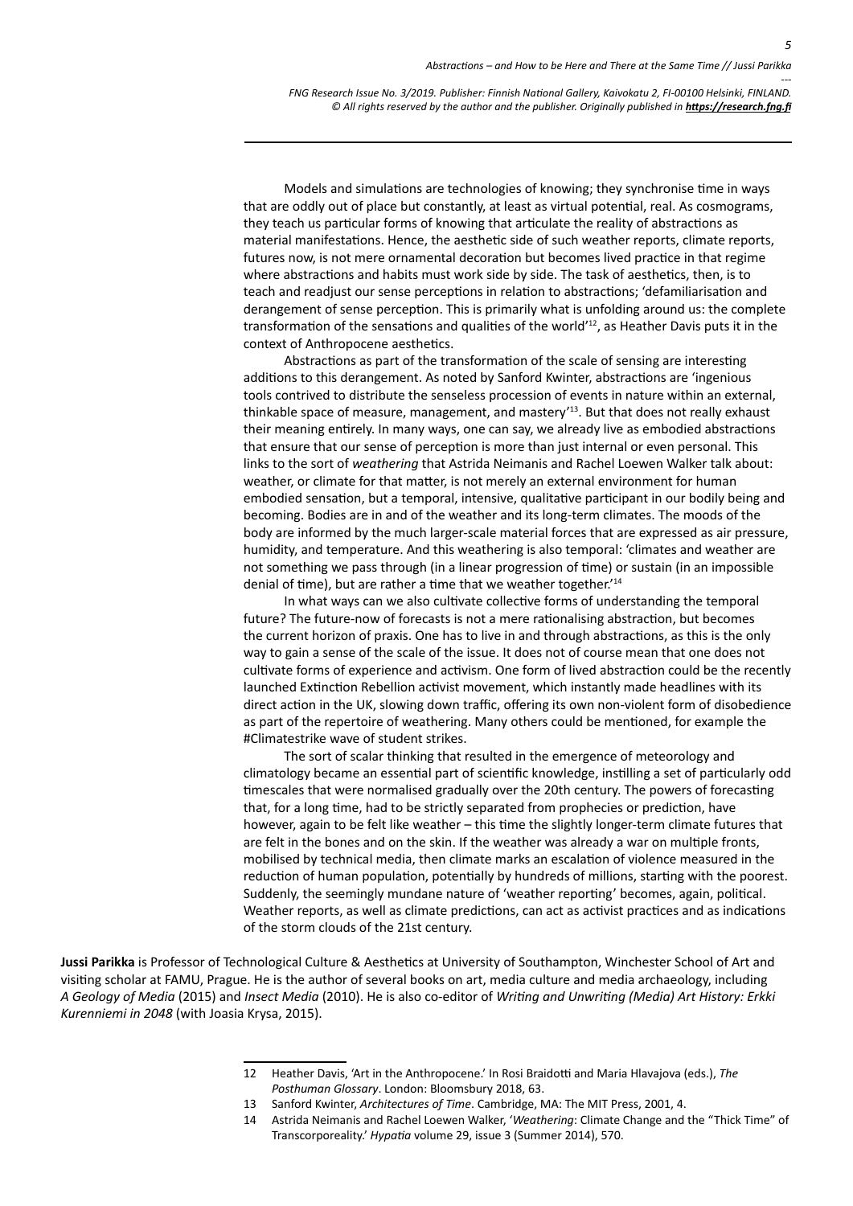Models and simulations are technologies of knowing; they synchronise time in ways that are oddly out of place but constantly, at least as virtual potential, real. As cosmograms, they teach us particular forms of knowing that articulate the reality of abstractions as material manifestations. Hence, the aesthetic side of such weather reports, climate reports, futures now, is not mere ornamental decoration but becomes lived practice in that regime where abstractions and habits must work side by side. The task of aesthetics, then, is to teach and readjust our sense perceptions in relation to abstractions; 'defamiliarisation and derangement of sense perception. This is primarily what is unfolding around us: the complete transformation of the sensations and qualities of the world'[12], as Heather Davis puts it in the context of Anthropocene aesthetics.

Abstractions as part of the transformation of the scale of sensing are interesting additions to this derangement. As noted by Sanford Kwinter, abstractions are 'ingenious tools contrived to distribute the senseless procession of events in nature within an external, thinkable space of measure, management, and mastery'[13]. But that does not really exhaust their meaning entirely. In many ways, one can say, we already live as embodied abstractions that ensure that our sense of perception is more than just internal or even personal. This links to the sort of *weathering* that Astrida Neimanis and Rachel Loewen Walker talk about: weather, or climate for that matter, is not merely an external environment for human embodied sensation, but a temporal, intensive, qualitative participant in our bodily being and becoming. Bodies are in and of the weather and its long-term climates. The moods of the body are informed by the much larger-scale material forces that are expressed as air pressure, humidity, and temperature. And this weathering is also temporal: 'climates and weather are not something we pass through (in a linear progression of time) or sustain (in an impossible denial of time), but are rather a time that we weather together.'[14]

In what ways can we also cultivate collective forms of understanding the temporal future? The future-now of forecasts is not a mere rationalising abstraction, but becomes the current horizon of praxis. One has to live in and through abstractions, as this is the only way to gain a sense of the scale of the issue. It does not of course mean that one does not cultivate forms of experience and activism. One form of lived abstraction could be the recently launched Extinction Rebellion activist movement, which instantly made headlines with its direct action in the UK, slowing down traffic, offering its own non-violent form of disobedience as part of the repertoire of weathering. Many others could be mentioned, for example the #Climatestrike wave of student strikes.

The sort of scalar thinking that resulted in the emergence of meteorology and climatology became an essential part of scientific knowledge, instilling a set of particularly odd timescales that were normalised gradually over the 20th century. The powers of forecasting that, for a long time, had to be strictly separated from prophecies or prediction, have however, again to be felt like weather – this time the slightly longer-term climate futures that are felt in the bones and on the skin. If the weather was already a war on multiple fronts, mobilised by technical media, then climate marks an escalation of violence measured in the reduction of human population, potentially by hundreds of millions, starting with the poorest. Suddenly, the seemingly mundane nature of 'weather reporting' becomes, again, political. Weather reports, as well as climate predictions, can act as activist practices and as indications of the storm clouds of the 21st century.

**Jussi Parikka** is Professor of Technological Culture & Aesthetics at University of Southampton, Winchester School of Art and visiting scholar at FAMU, Prague. He is the author of several books on art, media culture and media archaeology, including *A Geology of Media* (2015) and *Insect Media* (2010). He is also co-editor of *Writing and Unwriting (Media) Art History: Erkki Kurenniemi in 2048* (with Joasia Krysa, 2015).

---

12 Heather Davis, 'Art in the Anthropocene.' In Rosi Braidotti and Maria Hlavajova (eds.), *The Posthuman Glossary*. London: Bloomsbury 2018, 63.

13 Sanford Kwinter, *Architectures of Time*. Cambridge, MA: The MIT Press, 2001, 4.

14 Astrida Neimanis and Rachel Loewen Walker, '*Weathering*: Climate Change and the "Thick Time" of Transcorporeality.' *Hypatia* volume 29, issue 3 (Summer 2014), 570.